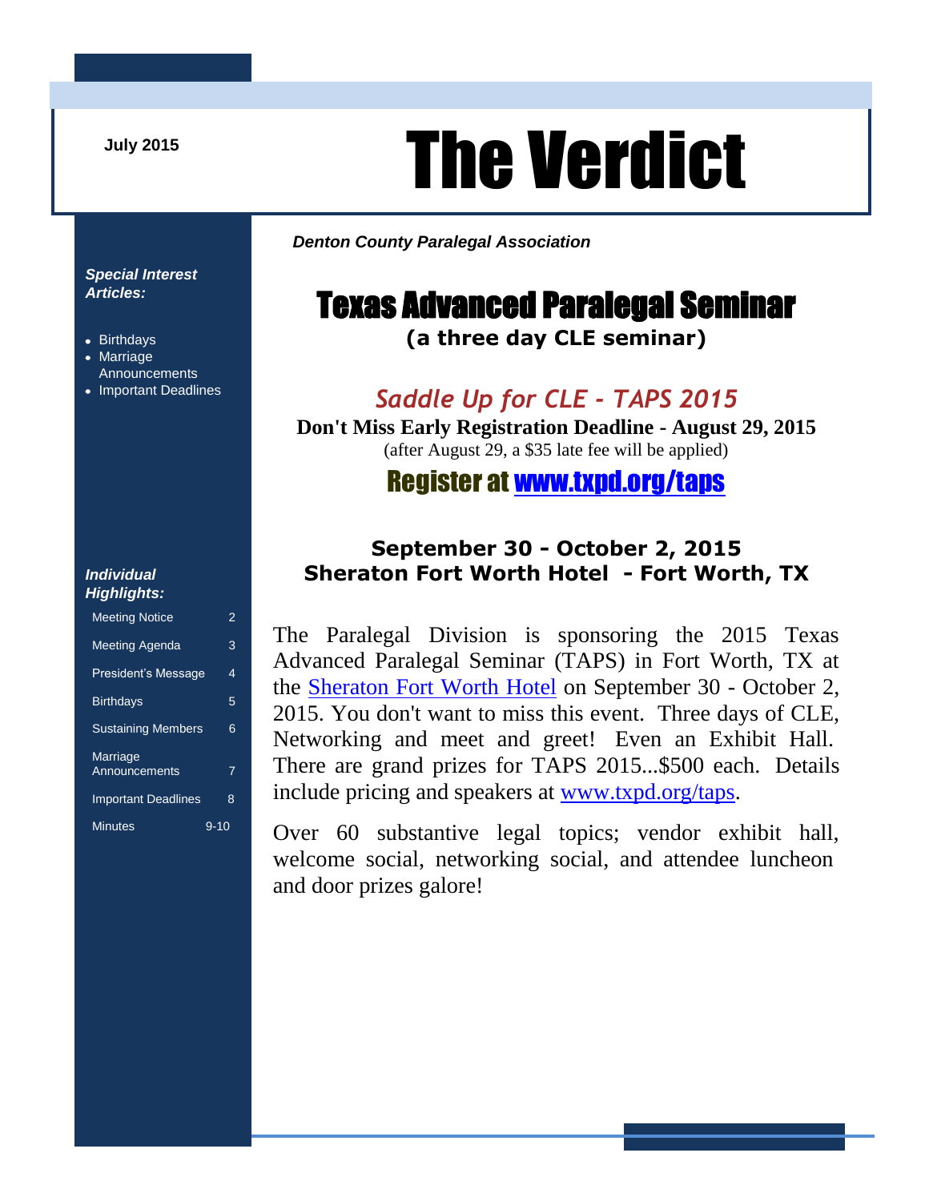July 2015

# The Verdict

***Denton County Paralegal Association***

***Special Interest Articles:***

- Birthdays
- Marriage Announcements
- Important Deadlines

***Individual Highlights:***

| | |
|---|---|
| Meeting Notice | 2 |
| Meeting Agenda | 3 |
| President's Message | 4 |
| Birthdays | 5 |
| Sustaining Members | 6 |
| Marriage Announcements | 7 |
| Important Deadlines | 8 |
| Minutes | 9-10 |

## Texas Advanced Paralegal Seminar

**(a three day CLE seminar)**

### *Saddle Up for CLE - TAPS 2015*

**Don't Miss Early Registration Deadline - August 29, 2015**

(after August 29, a $35 late fee will be applied)

### Register at www.txpd.org/taps

**September 30 - October 2, 2015**
**Sheraton Fort Worth Hotel - Fort Worth, TX**

The Paralegal Division is sponsoring the 2015 Texas Advanced Paralegal Seminar (TAPS) in Fort Worth, TX at the Sheraton Fort Worth Hotel on September 30 - October 2, 2015. You don't want to miss this event. Three days of CLE, Networking and meet and greet! Even an Exhibit Hall. There are grand prizes for TAPS 2015...$500 each. Details include pricing and speakers at www.txpd.org/taps.

Over 60 substantive legal topics; vendor exhibit hall, welcome social, networking social, and attendee luncheon and door prizes galore!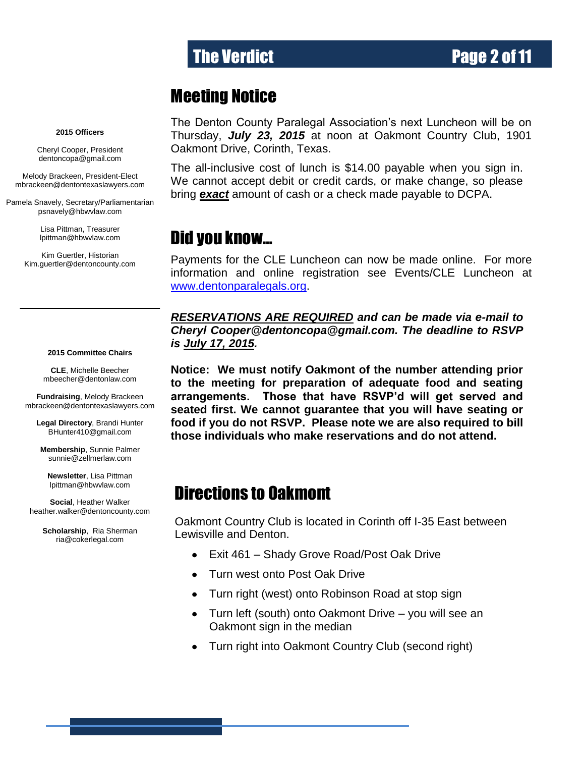**2015 Officers**

Cheryl Cooper, President
dentoncopa@gmail.com

Melody Brackeen, President-Elect
mbrackeen@dentontexaslawyers.com

Pamela Snavely, Secretary/Parliamentarian
psnavely@hbwvlaw.com

Lisa Pittman, Treasurer
lpittman@hbwvlaw.com

Kim Guertler, Historian
Kim.guertler@dentoncounty.com

**2015 Committee Chairs**

**CLE**, Michelle Beecher
mbeecher@dentonlaw.com

**Fundraising**, Melody Brackeen
mbrackeen@dentontexaslawyers.com

**Legal Directory**, Brandi Hunter
BHunter410@gmail.com

**Membership**, Sunnie Palmer
sunnie@zellmerlaw.com

**Newsletter**, Lisa Pittman
lpittman@hbwvlaw.com

**Social**, Heather Walker
heather.walker@dentoncounty.com

**Scholarship**, Ria Sherman
ria@cokerlegal.com

# Meeting Notice

The Denton County Paralegal Association's next Luncheon will be on Thursday, ***July 23, 2015*** at noon at Oakmont Country Club, 1901 Oakmont Drive, Corinth, Texas.

The all-inclusive cost of lunch is $14.00 payable when you sign in. We cannot accept debit or credit cards, or make change, so please bring ***exact*** amount of cash or a check made payable to DCPA.

# Did you know…

Payments for the CLE Luncheon can now be made online. For more information and online registration see Events/CLE Luncheon at www.dentonparalegals.org.

***RESERVATIONS ARE REQUIRED and can be made via e-mail to Cheryl Cooper@dentoncopa@gmail.com. The deadline to RSVP is July 17, 2015.***

**Notice: We must notify Oakmont of the number attending prior to the meeting for preparation of adequate food and seating arrangements. Those that have RSVP'd will get served and seated first. We cannot guarantee that you will have seating or food if you do not RSVP. Please note we are also required to bill those individuals who make reservations and do not attend.**

# Directions to Oakmont

Oakmont Country Club is located in Corinth off I-35 East between Lewisville and Denton.

- Exit 461 – Shady Grove Road/Post Oak Drive
- Turn west onto Post Oak Drive
- Turn right (west) onto Robinson Road at stop sign
- Turn left (south) onto Oakmont Drive – you will see an Oakmont sign in the median
- Turn right into Oakmont Country Club (second right)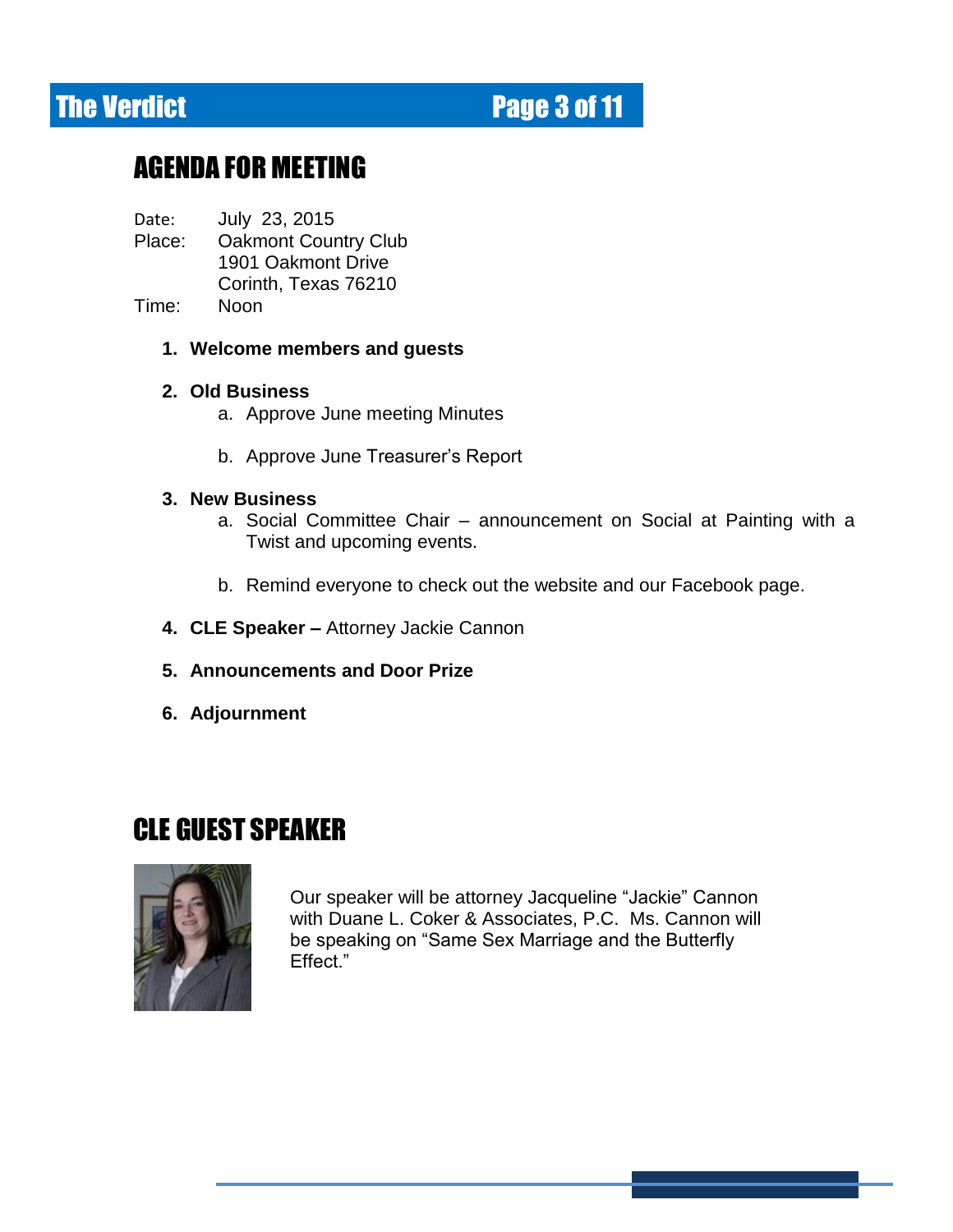## AGENDA FOR MEETING

Date: July 23, 2015
Place: Oakmont Country Club
1901 Oakmont Drive
Corinth, Texas 76210
Time: Noon

1. **Welcome members and guests**
2. **Old Business**
    a. Approve June meeting Minutes
    b. Approve June Treasurer's Report
3. **New Business**
    a. Social Committee Chair – announcement on Social at Painting with a Twist and upcoming events.
    b. Remind everyone to check out the website and our Facebook page.
4. **CLE Speaker –** Attorney Jackie Cannon
5. **Announcements and Door Prize**
6. **Adjournment**

## CLE GUEST SPEAKER

Our speaker will be attorney Jacqueline "Jackie" Cannon with Duane L. Coker & Associates, P.C. Ms. Cannon will be speaking on "Same Sex Marriage and the Butterfly Effect."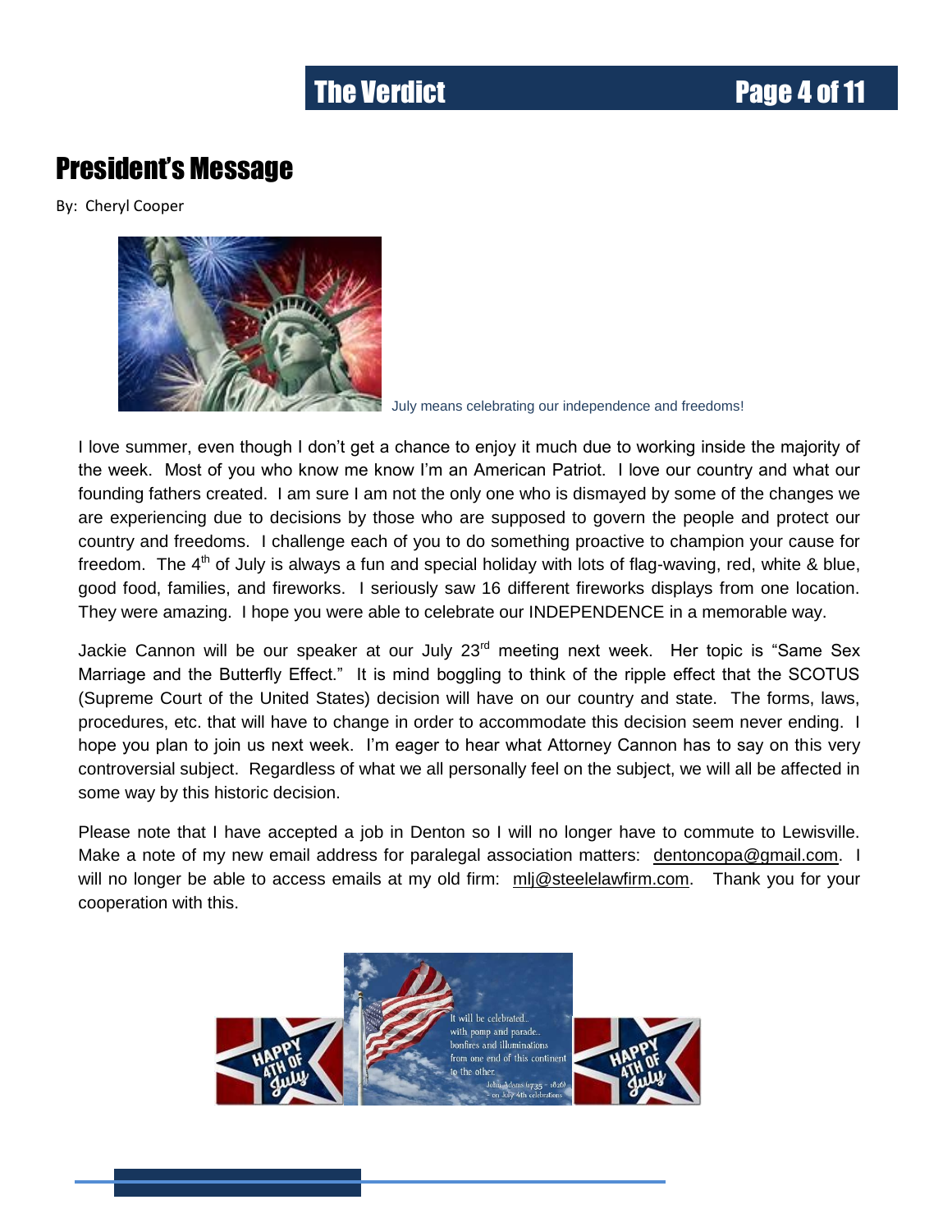# President's Message

By: Cheryl Cooper

July means celebrating our independence and freedoms!

I love summer, even though I don't get a chance to enjoy it much due to working inside the majority of the week. Most of you who know me know I'm an American Patriot. I love our country and what our founding fathers created. I am sure I am not the only one who is dismayed by some of the changes we are experiencing due to decisions by those who are supposed to govern the people and protect our country and freedoms. I challenge each of you to do something proactive to champion your cause for freedom. The 4th of July is always a fun and special holiday with lots of flag-waving, red, white & blue, good food, families, and fireworks. I seriously saw 16 different fireworks displays from one location. They were amazing. I hope you were able to celebrate our INDEPENDENCE in a memorable way.

Jackie Cannon will be our speaker at our July 23rd meeting next week. Her topic is "Same Sex Marriage and the Butterfly Effect." It is mind boggling to think of the ripple effect that the SCOTUS (Supreme Court of the United States) decision will have on our country and state. The forms, laws, procedures, etc. that will have to change in order to accommodate this decision seem never ending. I hope you plan to join us next week. I'm eager to hear what Attorney Cannon has to say on this very controversial subject. Regardless of what we all personally feel on the subject, we will all be affected in some way by this historic decision.

Please note that I have accepted a job in Denton so I will no longer have to commute to Lewisville. Make a note of my new email address for paralegal association matters: dentoncopa@gmail.com. I will no longer be able to access emails at my old firm: mlj@steelelawfirm.com. Thank you for your cooperation with this.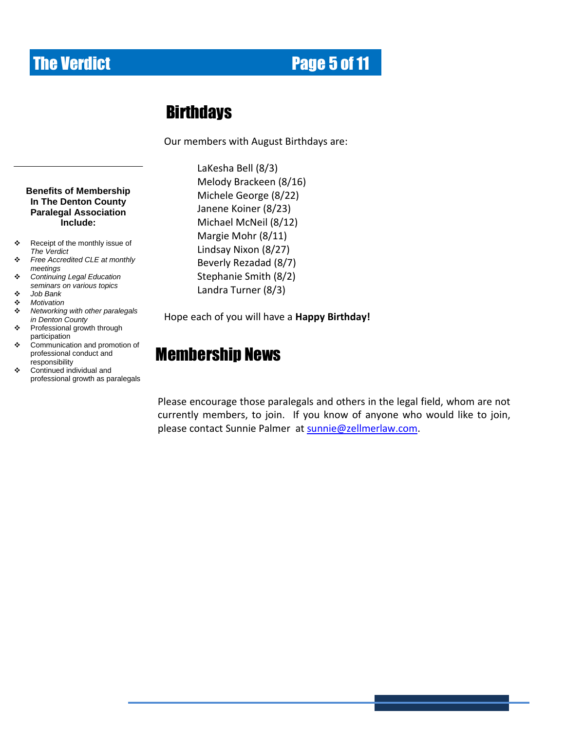## Birthdays

Our members with August Birthdays are:

LaKesha Bell (8/3)
Melody Brackeen (8/16)
Michele George (8/22)
Janene Koiner (8/23)
Michael McNeil (8/12)
Margie Mohr (8/11)
Lindsay Nixon (8/27)
Beverly Rezadad (8/7)
Stephanie Smith (8/2)
Landra Turner (8/3)

Hope each of you will have a **Happy Birthday!**

## Membership News

Please encourage those paralegals and others in the legal field, whom are not currently members, to join. If you know of anyone who would like to join, please contact Sunnie Palmer at sunnie@zellmerlaw.com.

**Benefits of Membership In The Denton County Paralegal Association Include:**

- Receipt of the monthly issue of *The Verdict*
- *Free Accredited CLE at monthly meetings*
- *Continuing Legal Education seminars on various topics*
- *Job Bank*
- *Motivation*
- *Networking with other paralegals in Denton County*
- Professional growth through participation
- Communication and promotion of professional conduct and responsibility
- Continued individual and professional growth as paralegals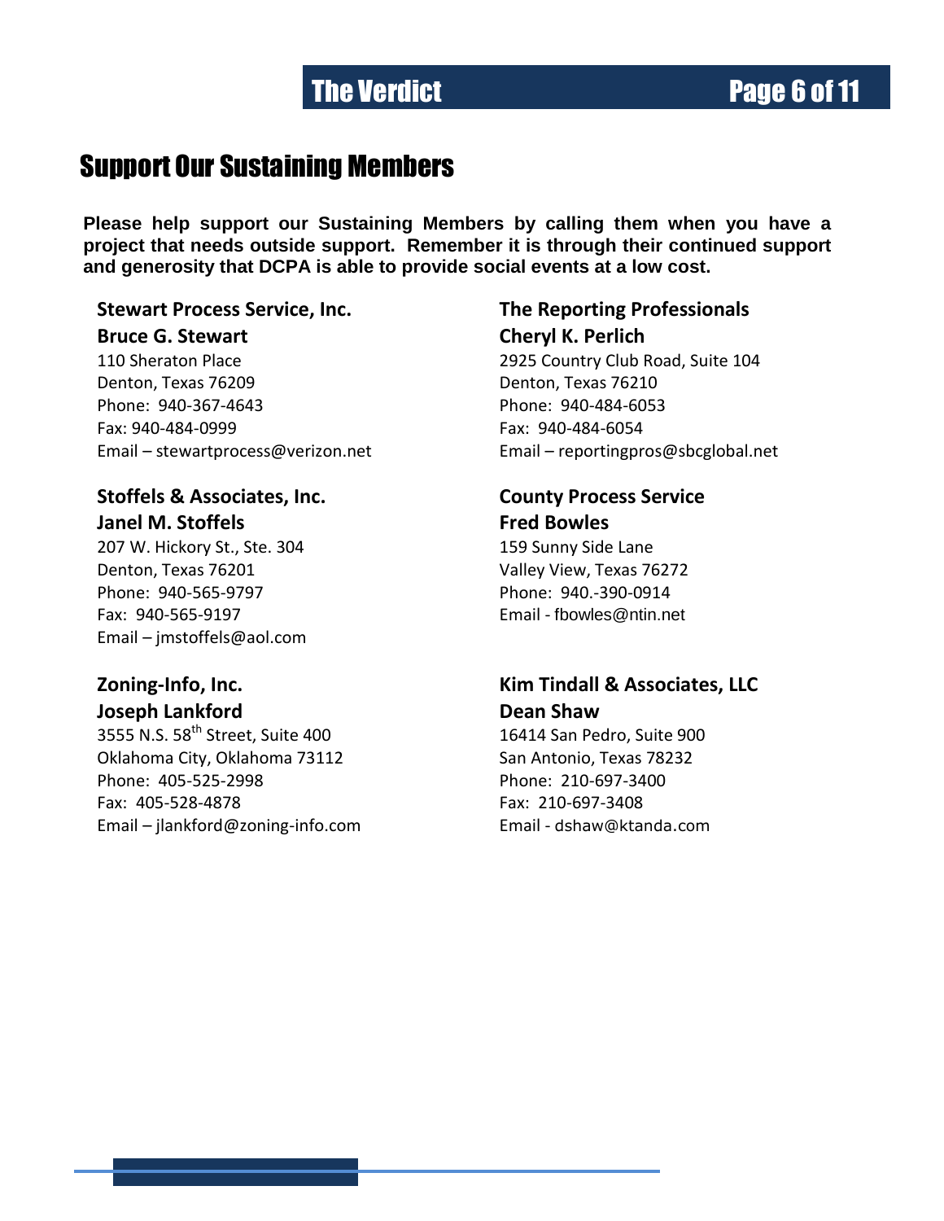# Support Our Sustaining Members

**Please help support our Sustaining Members by calling them when you have a project that needs outside support. Remember it is through their continued support and generosity that DCPA is able to provide social events at a low cost.**

**Stewart Process Service, Inc.**
**Bruce G. Stewart**
110 Sheraton Place
Denton, Texas 76209
Phone: 940-367-4643
Fax: 940-484-0999
Email – stewartprocess@verizon.net

**Stoffels & Associates, Inc.**
**Janel M. Stoffels**
207 W. Hickory St., Ste. 304
Denton, Texas 76201
Phone: 940-565-9797
Fax: 940-565-9197
Email – jmstoffels@aol.com

**Zoning-Info, Inc.**
**Joseph Lankford**
3555 N.S. 58th Street, Suite 400
Oklahoma City, Oklahoma 73112
Phone: 405-525-2998
Fax: 405-528-4878
Email – jlankford@zoning-info.com

**The Reporting Professionals**
**Cheryl K. Perlich**
2925 Country Club Road, Suite 104
Denton, Texas 76210
Phone: 940-484-6053
Fax: 940-484-6054
Email – reportingpros@sbcglobal.net

**County Process Service**
**Fred Bowles**
159 Sunny Side Lane
Valley View, Texas 76272
Phone: 940.-390-0914
Email - fbowles@ntin.net

**Kim Tindall & Associates, LLC**
**Dean Shaw**
16414 San Pedro, Suite 900
San Antonio, Texas 78232
Phone: 210-697-3400
Fax: 210-697-3408
Email - dshaw@ktanda.com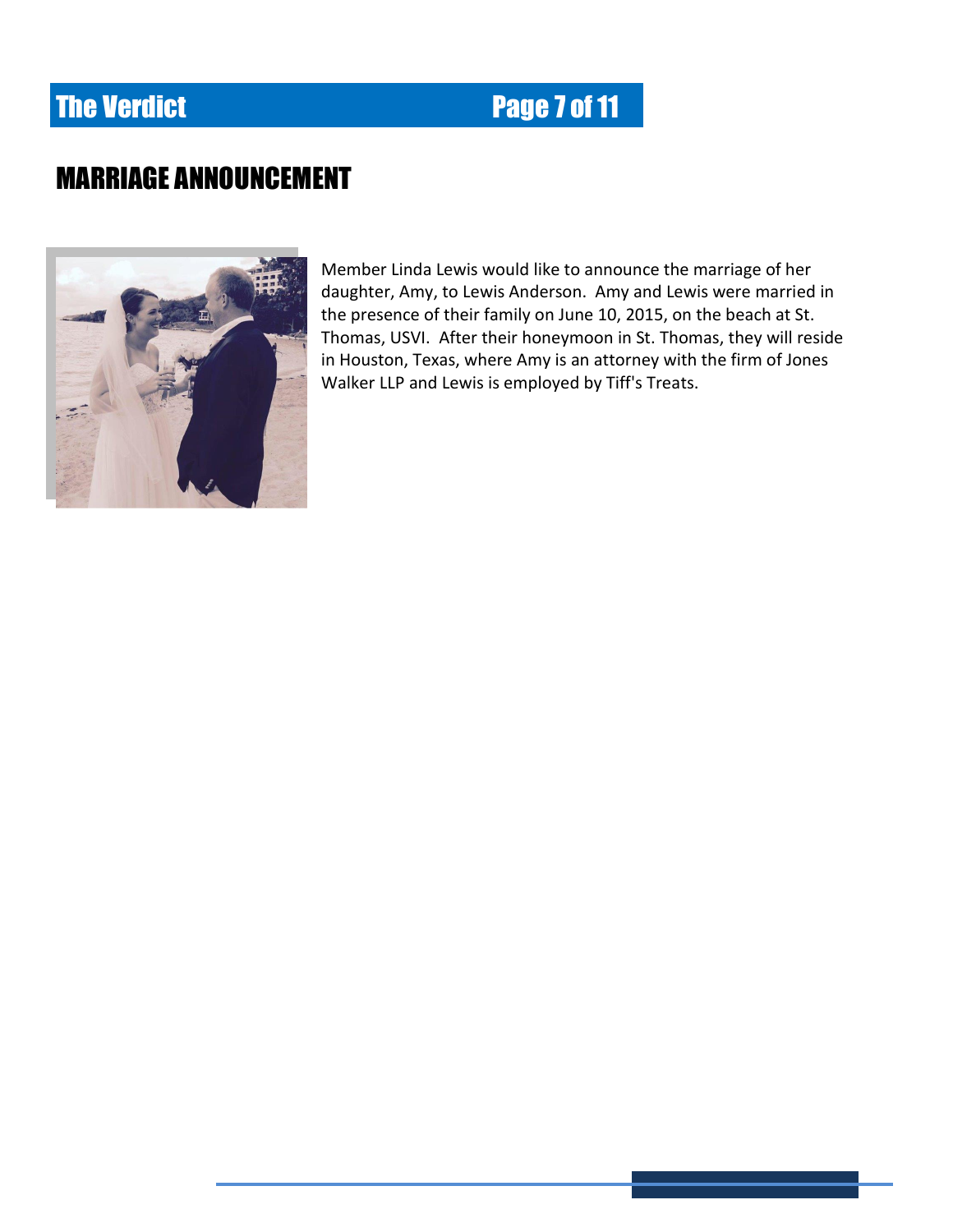# MARRIAGE ANNOUNCEMENT

Member Linda Lewis would like to announce the marriage of her daughter, Amy, to Lewis Anderson. Amy and Lewis were married in the presence of their family on June 10, 2015, on the beach at St. Thomas, USVI. After their honeymoon in St. Thomas, they will reside in Houston, Texas, where Amy is an attorney with the firm of Jones Walker LLP and Lewis is employed by Tiff's Treats.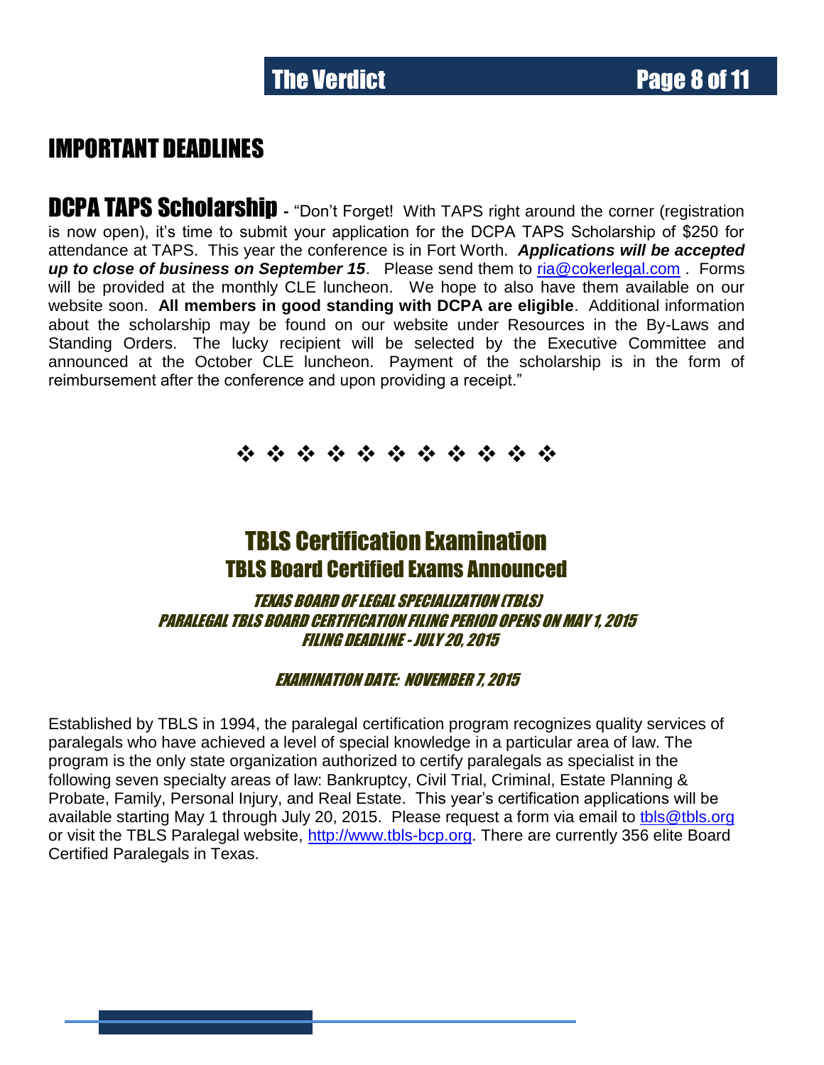# IMPORTANT DEADLINES

**DCPA TAPS Scholarship** - "Don't Forget! With TAPS right around the corner (registration is now open), it's time to submit your application for the DCPA TAPS Scholarship of $250 for attendance at TAPS. This year the conference is in Fort Worth. ***Applications will be accepted up to close of business on September 15***. Please send them to ria@cokerlegal.com . Forms will be provided at the monthly CLE luncheon. We hope to also have them available on our website soon. **All members in good standing with DCPA are eligible**. Additional information about the scholarship may be found on our website under Resources in the By-Laws and Standing Orders. The lucky recipient will be selected by the Executive Committee and announced at the October CLE luncheon. Payment of the scholarship is in the form of reimbursement after the conference and upon providing a receipt."

❖ ❖ ❖ ❖ ❖ ❖ ❖ ❖ ❖ ❖ ❖

## TBLS Certification Examination

### TBLS Board Certified Exams Announced

***TEXAS BOARD OF LEGAL SPECIALIZATION (TBLS)***
***PARALEGAL TBLS BOARD CERTIFICATION FILING PERIOD OPENS ON MAY 1, 2015***
***FILING DEADLINE - JULY 20, 2015***

***EXAMINATION DATE: NOVEMBER 7, 2015***

Established by TBLS in 1994, the paralegal certification program recognizes quality services of paralegals who have achieved a level of special knowledge in a particular area of law. The program is the only state organization authorized to certify paralegals as specialist in the following seven specialty areas of law: Bankruptcy, Civil Trial, Criminal, Estate Planning & Probate, Family, Personal Injury, and Real Estate. This year's certification applications will be available starting May 1 through July 20, 2015. Please request a form via email to tbls@tbls.org or visit the TBLS Paralegal website, http://www.tbls-bcp.org. There are currently 356 elite Board Certified Paralegals in Texas.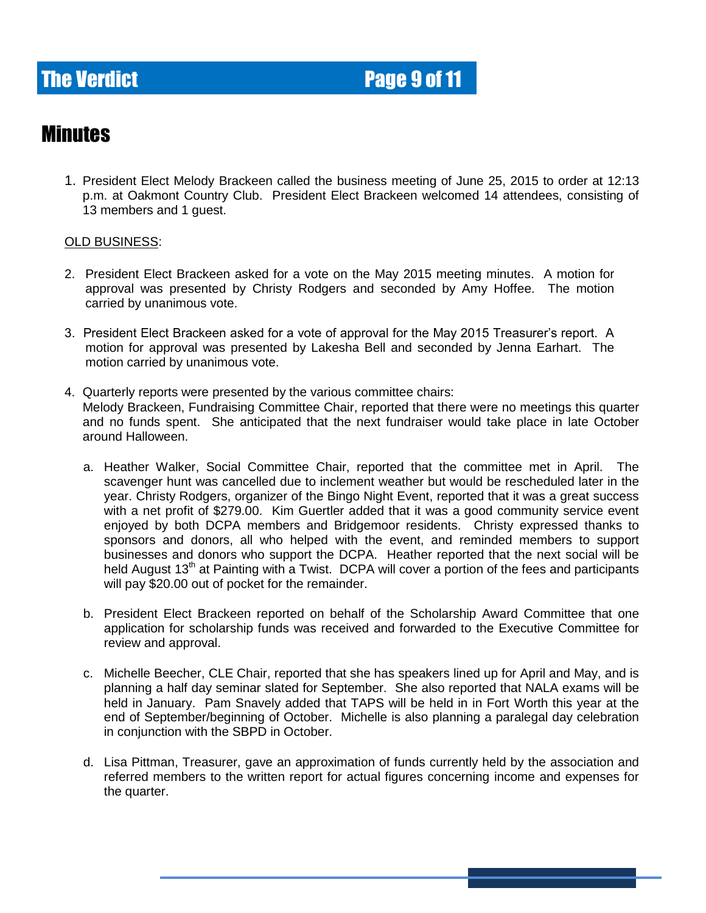# Minutes

1. President Elect Melody Brackeen called the business meeting of June 25, 2015 to order at 12:13 p.m. at Oakmont Country Club. President Elect Brackeen welcomed 14 attendees, consisting of 13 members and 1 guest.

<u>OLD BUSINESS</u>:

2. President Elect Brackeen asked for a vote on the May 2015 meeting minutes. A motion for approval was presented by Christy Rodgers and seconded by Amy Hoffee. The motion carried by unanimous vote.

3. President Elect Brackeen asked for a vote of approval for the May 2015 Treasurer's report. A motion for approval was presented by Lakesha Bell and seconded by Jenna Earhart. The motion carried by unanimous vote.

4. Quarterly reports were presented by the various committee chairs:
   Melody Brackeen, Fundraising Committee Chair, reported that there were no meetings this quarter and no funds spent. She anticipated that the next fundraiser would take place in late October around Halloween.

   a. Heather Walker, Social Committee Chair, reported that the committee met in April. The scavenger hunt was cancelled due to inclement weather but would be rescheduled later in the year. Christy Rodgers, organizer of the Bingo Night Event, reported that it was a great success with a net profit of $279.00. Kim Guertler added that it was a good community service event enjoyed by both DCPA members and Bridgemoor residents. Christy expressed thanks to sponsors and donors, all who helped with the event, and reminded members to support businesses and donors who support the DCPA. Heather reported that the next social will be held August 13th at Painting with a Twist. DCPA will cover a portion of the fees and participants will pay $20.00 out of pocket for the remainder.

   b. President Elect Brackeen reported on behalf of the Scholarship Award Committee that one application for scholarship funds was received and forwarded to the Executive Committee for review and approval.

   c. Michelle Beecher, CLE Chair, reported that she has speakers lined up for April and May, and is planning a half day seminar slated for September. She also reported that NALA exams will be held in January. Pam Snavely added that TAPS will be held in in Fort Worth this year at the end of September/beginning of October. Michelle is also planning a paralegal day celebration in conjunction with the SBPD in October.

   d. Lisa Pittman, Treasurer, gave an approximation of funds currently held by the association and referred members to the written report for actual figures concerning income and expenses for the quarter.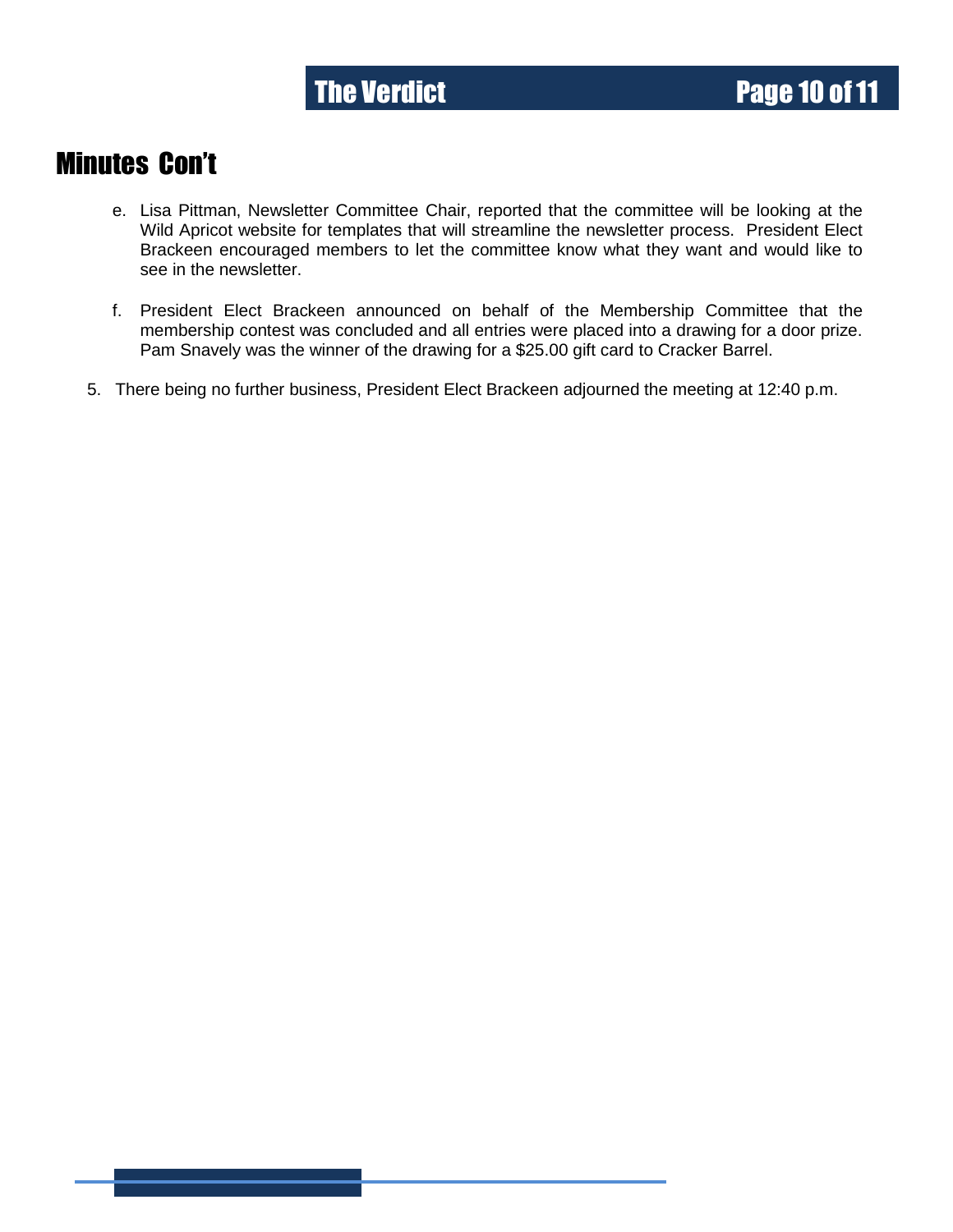## Minutes Con't

e. Lisa Pittman, Newsletter Committee Chair, reported that the committee will be looking at the Wild Apricot website for templates that will streamline the newsletter process. President Elect Brackeen encouraged members to let the committee know what they want and would like to see in the newsletter.

f. President Elect Brackeen announced on behalf of the Membership Committee that the membership contest was concluded and all entries were placed into a drawing for a door prize. Pam Snavely was the winner of the drawing for a $25.00 gift card to Cracker Barrel.

5. There being no further business, President Elect Brackeen adjourned the meeting at 12:40 p.m.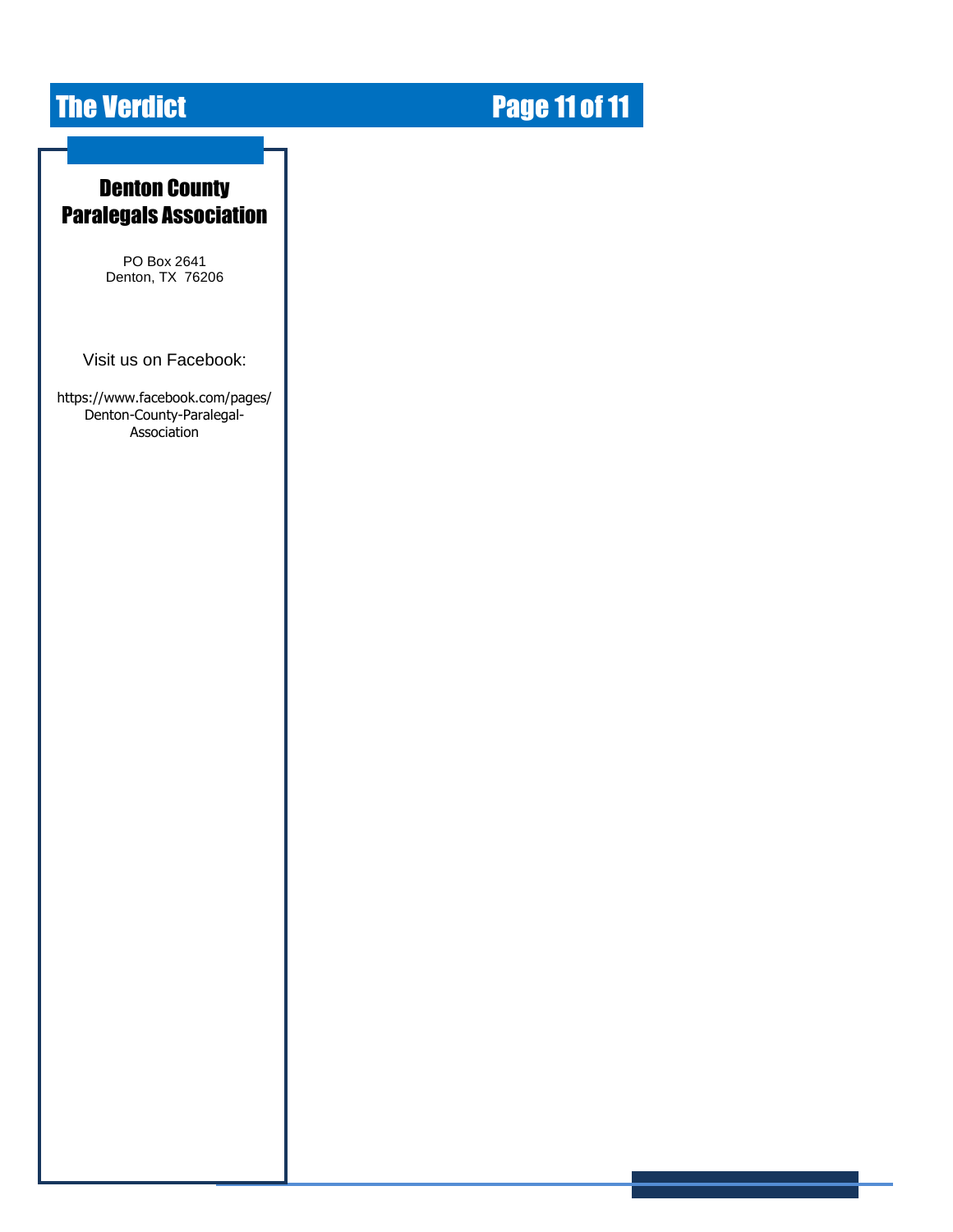## Denton County Paralegals Association

PO Box 2641
Denton, TX 76206

Visit us on Facebook:

https://www.facebook.com/pages/Denton-County-Paralegal-Association